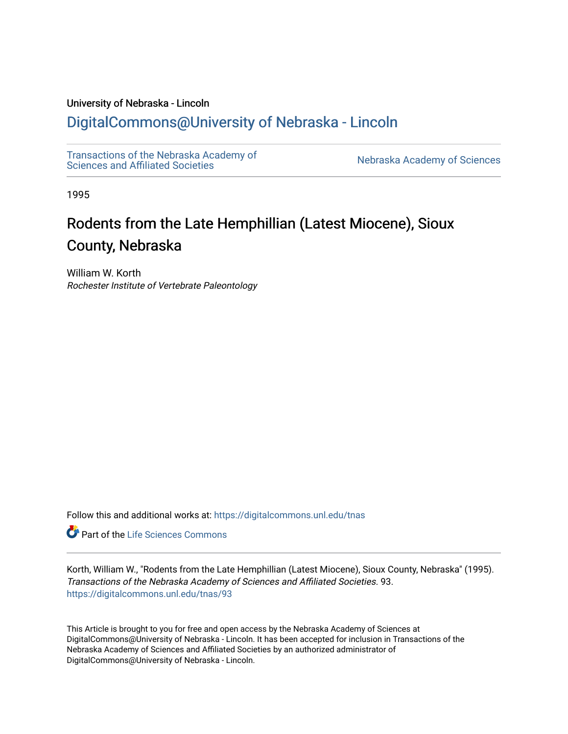University of Nebraska - Lincoln

## DigitalCommons@University of Nebraska - Lincoln

Transactions of the Nebraska Academy of Sciences and Affiliated Societies

Nebraska Academy of Sciences

1995

# Rodents from the Late Hemphillian (Latest Miocene), Sioux County, Nebraska

William W. Korth
*Rochester Institute of Vertebrate Paleontology*

Follow this and additional works at: https://digitalcommons.unl.edu/tnas

Part of the Life Sciences Commons

Korth, William W., "Rodents from the Late Hemphillian (Latest Miocene), Sioux County, Nebraska" (1995). *Transactions of the Nebraska Academy of Sciences and Affiliated Societies*. 93.
https://digitalcommons.unl.edu/tnas/93

This Article is brought to you for free and open access by the Nebraska Academy of Sciences at DigitalCommons@University of Nebraska - Lincoln. It has been accepted for inclusion in Transactions of the Nebraska Academy of Sciences and Affiliated Societies by an authorized administrator of DigitalCommons@University of Nebraska - Lincoln.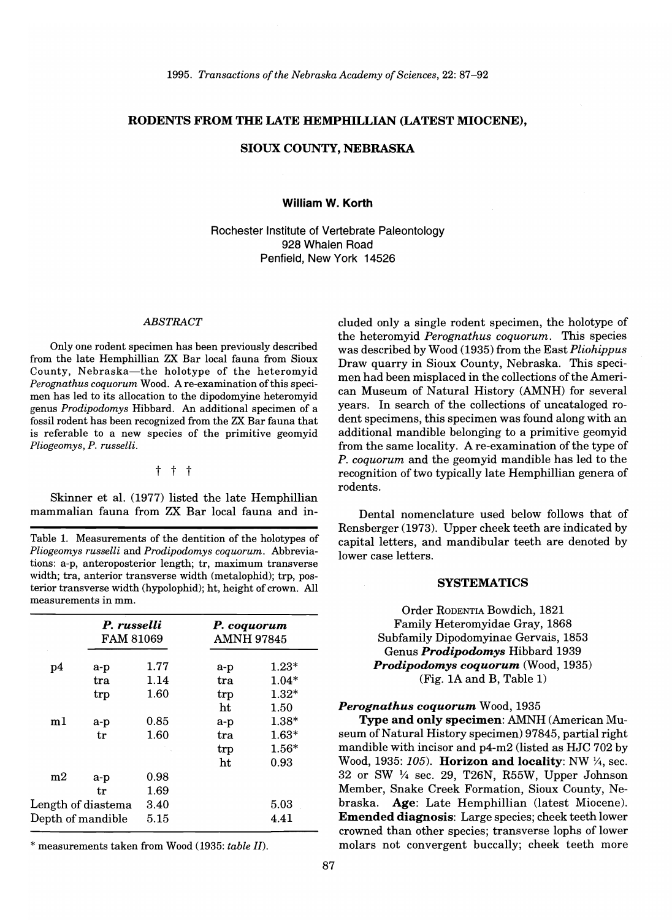# RODENTS FROM THE LATE HEMPHILLIAN (LATEST MIOCENE), SIOUX COUNTY, NEBRASKA

**William W. Korth**

Rochester Institute of Vertebrate Paleontology
928 Whalen Road
Penfield, New York 14526

## ABSTRACT

Only one rodent specimen has been previously described from the late Hemphillian ZX Bar local fauna from Sioux County, Nebraska—the holotype of the heteromyid *Perognathus coquorum* Wood. A re-examination of this specimen has led to its allocation to the dipodomyine heteromyid genus *Prodipodomys* Hibbard. An additional specimen of a fossil rodent has been recognized from the ZX Bar fauna that is referable to a new species of the primitive geomyid *Pliogeomys*, *P. russelli*.

† † †

Skinner et al. (1977) listed the late Hemphillian mammalian fauna from ZX Bar local fauna and included only a single rodent specimen, the holotype of the heteromyid *Perognathus coquorum*. This species was described by Wood (1935) from the East *Pliohippus* Draw quarry in Sioux County, Nebraska. This specimen had been misplaced in the collections of the American Museum of Natural History (AMNH) for several years. In search of the collections of uncataloged rodent specimens, this specimen was found along with an additional mandible belonging to a primitive geomyid from the same locality. A re-examination of the type of *P. coquorum* and the geomyid mandible has led to the recognition of two typically late Hemphillian genera of rodents.

Table 1. Measurements of the dentition of the holotypes of *Pliogeomys russelli* and *Prodipodomys coquorum*. Abbreviations: a-p, anteroposterior length; tr, maximum transverse width; tra, anterior transverse width (metalophid); trp, posterior transverse width (hypolophid); ht, height of crown. All measurements in mm.

| | *P. russelli* FAM 81069 | | *P. coquorum* AMNH 97845 | |
|---|---|---|---|---|
| p4 | a-p | 1.77 | a-p | 1.23* |
| | tra | 1.14 | tra | 1.04* |
| | trp | 1.60 | trp | 1.32* |
| | | | ht | 1.50 |
| m1 | a-p | 0.85 | a-p | 1.38* |
| | tr | 1.60 | tra | 1.63* |
| | | | trp | 1.56* |
| | | | ht | 0.93 |
| m2 | a-p | 0.98 | | |
| | tr | 1.69 | | |
| Length of diastema | | 3.40 | | 5.03 |
| Depth of mandible | | 5.15 | | 4.41 |

\* measurements taken from Wood (1935: *table II*).

Dental nomenclature used below follows that of Rensberger (1973). Upper cheek teeth are indicated by capital letters, and mandibular teeth are denoted by lower case letters.

## SYSTEMATICS

Order Rodentia Bowdich, 1821
Family Heteromyidae Gray, 1868
Subfamily Dipodomyinae Gervais, 1853
Genus ***Prodipodomys*** Hibbard 1939
***Prodipodomys coquorum*** (Wood, 1935)
(Fig. 1A and B, Table 1)

***Perognathus coquorum*** Wood, 1935

**Type and only specimen**: AMNH (American Museum of Natural History specimen) 97845, partial right mandible with incisor and p4-m2 (listed as HJC 702 by Wood, 1935: *105*). **Horizon and locality**: NW ¼, sec. 32 or SW ¼ sec. 29, T26N, R55W, Upper Johnson Member, Snake Creek Formation, Sioux County, Nebraska. **Age**: Late Hemphillian (latest Miocene). **Emended diagnosis**: Large species; cheek teeth lower crowned than other species; transverse lophs of lower molars not convergent buccally; cheek teeth more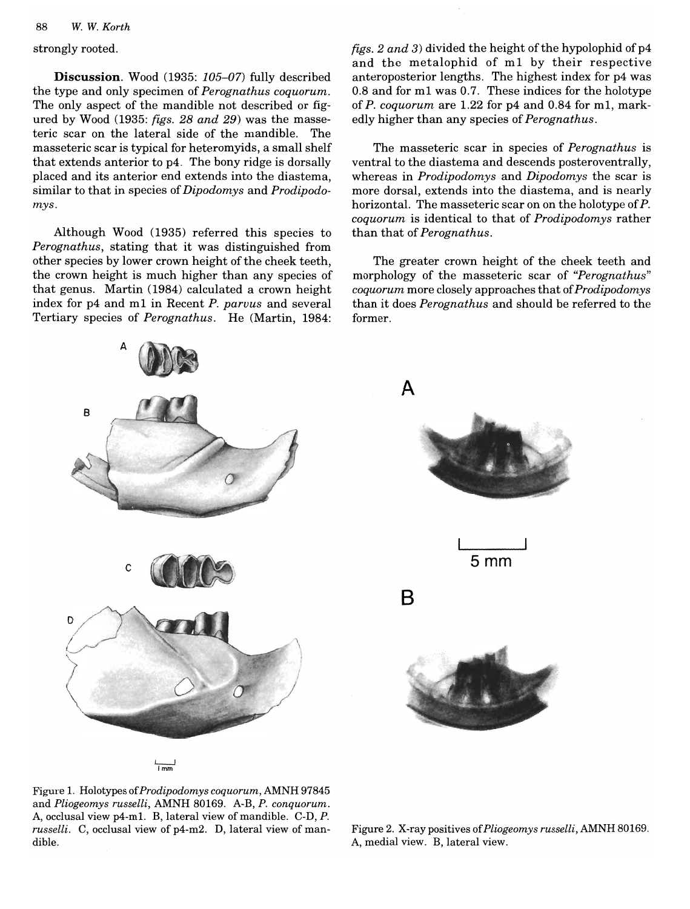strongly rooted.

**Discussion**. Wood (1935: *105–07*) fully described the type and only specimen of *Perognathus coquorum*. The only aspect of the mandible not described or figured by Wood (1935: *figs. 28 and 29*) was the masseteric scar on the lateral side of the mandible. The masseteric scar is typical for heteromyids, a small shelf that extends anterior to p4. The bony ridge is dorsally placed and its anterior end extends into the diastema, similar to that in species of *Dipodomys* and *Prodipodomys*.

Although Wood (1935) referred this species to *Perognathus*, stating that it was distinguished from other species by lower crown height of the cheek teeth, the crown height is much higher than any species of that genus. Martin (1984) calculated a crown height index for p4 and m1 in Recent *P. parvus* and several Tertiary species of *Perognathus*. He (Martin, 1984: *figs. 2 and 3*) divided the height of the hypolophid of p4 and the metalophid of m1 by their respective anteroposterior lengths. The highest index for p4 was 0.8 and for m1 was 0.7. These indices for the holotype of *P. coquorum* are 1.22 for p4 and 0.84 for m1, markedly higher than any species of *Perognathus*.

The masseteric scar in species of *Perognathus* is ventral to the diastema and descends posteroventrally, whereas in *Prodipodomys* and *Dipodomys* the scar is more dorsal, extends into the diastema, and is nearly horizontal. The masseteric scar on on the holotype of *P. coquorum* is identical to that of *Prodipodomys* rather than that of *Perognathus*.

The greater crown height of the cheek teeth and morphology of the masseteric scar of "*Perognathus*" *coquorum* more closely approaches that of *Prodipodomys* than it does *Perognathus* and should be referred to the former.

Figure 1. Holotypes of *Prodipodomys coquorum*, AMNH 97845 and *Pliogeomys russelli*, AMNH 80169. A-B, *P. conquorum*. A, occlusal view p4-m1. B, lateral view of mandible. C-D, *P. russelli*. C, occlusal view of p4-m2. D, lateral view of mandible.

Figure 2. X-ray positives of *Pliogeomys russelli*, AMNH 80169. A, medial view. B, lateral view.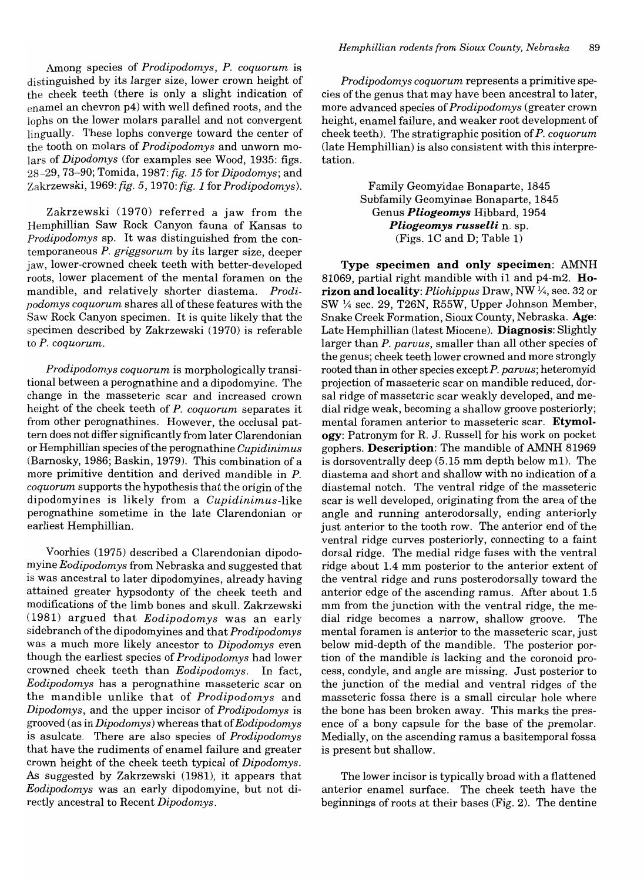Among species of *Prodipodomys*, *P. coquorum* is distinguished by its larger size, lower crown height of the cheek teeth (there is only a slight indication of enamel an chevron p4) with well defined roots, and the lophs on the lower molars parallel and not convergent lingually. These lophs converge toward the center of the tooth on molars of *Prodipodomys* and unworn molars of *Dipodomys* (for examples see Wood, 1935: figs. 28–29, 73–90; Tomida, 1987: *fig. 15* for *Dipodomys*; and Zakrzewski, 1969: *fig. 5*, 1970: *fig. 1* for *Prodipodomys*).

Zakrzewski (1970) referred a jaw from the Hemphillian Saw Rock Canyon fauna of Kansas to *Prodipodomys* sp. It was distinguished from the contemporaneous *P. griggsorum* by its larger size, deeper jaw, lower-crowned cheek teeth with better-developed roots, lower placement of the mental foramen on the mandible, and relatively shorter diastema. *Prodipodomys coquorum* shares all of these features with the Saw Rock Canyon specimen. It is quite likely that the specimen described by Zakrzewski (1970) is referable to *P. coquorum*.

*Prodipodomys coquorum* is morphologically transitional between a perognathine and a dipodomyine. The change in the masseteric scar and increased crown height of the cheek teeth of *P. coquorum* separates it from other perognathines. However, the occlusal pattern does not differ significantly from later Clarendonian or Hemphillian species of the perognathine *Cupidinimus* (Barnosky, 1986; Baskin, 1979). This combination of a more primitive dentition and derived mandible in *P. coquorum* supports the hypothesis that the origin of the dipodomyines is likely from a *Cupidinimus*-like perognathine sometime in the late Clarendonian or earliest Hemphillian.

Voorhies (1975) described a Clarendonian dipodomyine *Eodipodomys* from Nebraska and suggested that is was ancestral to later dipodomyines, already having attained greater hypsodonty of the cheek teeth and modifications of the limb bones and skull. Zakrzewski (1981) argued that *Eodipodomys* was an early sidebranch of the dipodomyines and that *Prodipodomys* was a much more likely ancestor to *Dipodomys* even though the earliest species of *Prodipodomys* had lower crowned cheek teeth than *Eodipodomys*. In fact, *Eodipodomys* has a perognathine masseteric scar on the mandible unlike that of *Prodipodomys* and *Dipodomys*, and the upper incisor of *Prodipodomys* is grooved (as in *Dipodomys*) whereas that of *Eodipodomys* is asulcate. There are also species of *Prodipodomys* that have the rudiments of enamel failure and greater crown height of the cheek teeth typical of *Dipodomys*. As suggested by Zakrzewski (1981), it appears that *Eodipodomys* was an early dipodomyine, but not directly ancestral to Recent *Dipodomys*.

*Prodipodomys coquorum* represents a primitive species of the genus that may have been ancestral to later, more advanced species of *Prodipodomys* (greater crown height, enamel failure, and weaker root development of cheek teeth). The stratigraphic position of *P. coquorum* (late Hemphillian) is also consistent with this interpretation.

Family Geomyidae Bonaparte, 1845
Subfamily Geomyinae Bonaparte, 1845
Genus ***Pliogeomys*** Hibbard, 1954
***Pliogeomys russelli*** n. sp.
(Figs. 1C and D; Table 1)

**Type specimen and only specimen**: AMNH 81069, partial right mandible with i1 and p4-m2. **Horizon and locality**: *Pliohippus* Draw, NW ¼, sec. 32 or SW ¼ sec. 29, T26N, R55W, Upper Johnson Member, Snake Creek Formation, Sioux County, Nebraska. **Age**: Late Hemphillian (latest Miocene). **Diagnosis**: Slightly larger than *P. parvus*, smaller than all other species of the genus; cheek teeth lower crowned and more strongly rooted than in other species except *P. parvus*; heteromyid projection of masseteric scar on mandible reduced, dorsal ridge of masseteric scar weakly developed, and medial ridge weak, becoming a shallow groove posteriorly; mental foramen anterior to masseteric scar. **Etymology**: Patronym for R. J. Russell for his work on pocket gophers. **Description**: The mandible of AMNH 81969 is dorsoventrally deep (5.15 mm depth below m1). The diastema and short and shallow with no indication of a diastemal notch. The ventral ridge of the masseteric scar is well developed, originating from the area of the angle and running anterodorsally, ending anteriorly just anterior to the tooth row. The anterior end of the ventral ridge curves posteriorly, connecting to a faint dorsal ridge. The medial ridge fuses with the ventral ridge about 1.4 mm posterior to the anterior extent of the ventral ridge and runs posterodorsally toward the anterior edge of the ascending ramus. After about 1.5 mm from the junction with the ventral ridge, the medial ridge becomes a narrow, shallow groove. The mental foramen is anterior to the masseteric scar, just below mid-depth of the mandible. The posterior portion of the mandible is lacking and the coronoid process, condyle, and angle are missing. Just posterior to the junction of the medial and ventral ridges of the masseteric fossa there is a small circular hole where the bone has been broken away. This marks the presence of a bony capsule for the base of the premolar. Medially, on the ascending ramus a basitemporal fossa is present but shallow.

The lower incisor is typically broad with a flattened anterior enamel surface. The cheek teeth have the beginnings of roots at their bases (Fig. 2). The dentine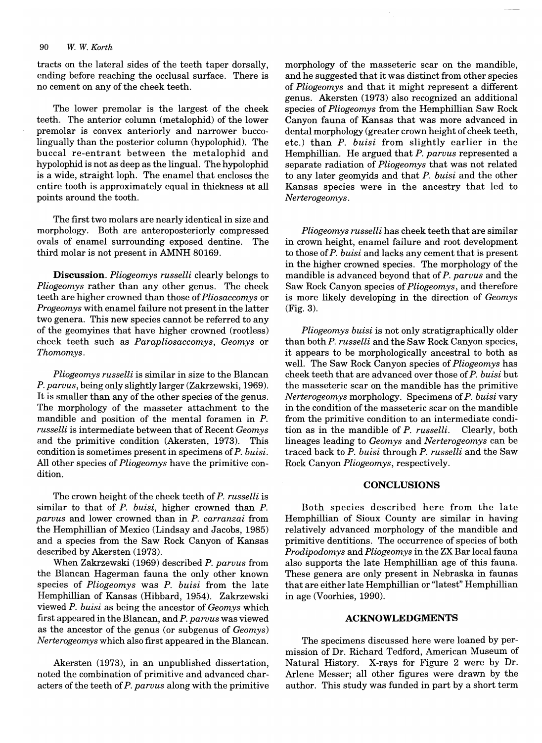tracts on the lateral sides of the teeth taper dorsally, ending before reaching the occlusal surface. There is no cement on any of the cheek teeth.

The lower premolar is the largest of the cheek teeth. The anterior column (metalophid) of the lower premolar is convex anteriorly and narrower buccolingually than the posterior column (hypolophid). The buccal re-entrant between the metalophid and hypolophid is not as deep as the lingual. The hypolophid is a wide, straight loph. The enamel that encloses the entire tooth is approximately equal in thickness at all points around the tooth.

The first two molars are nearly identical in size and morphology. Both are anteroposteriorly compressed ovals of enamel surrounding exposed dentine. The third molar is not present in AMNH 80169.

**Discussion**. *Pliogeomys russelli* clearly belongs to *Pliogeomys* rather than any other genus. The cheek teeth are higher crowned than those of *Pliosaccomys* or *Progeomys* with enamel failure not present in the latter two genera. This new species cannot be referred to any of the geomyines that have higher crowned (rootless) cheek teeth such as *Parapliosaccomys*, *Geomys* or *Thomomys*.

*Pliogeomys russelli* is similar in size to the Blancan *P. parvus*, being only slightly larger (Zakrzewski, 1969). It is smaller than any of the other species of the genus. The morphology of the masseter attachment to the mandible and position of the mental foramen in *P. russelli* is intermediate between that of Recent *Geomys* and the primitive condition (Akersten, 1973). This condition is sometimes present in specimens of *P. buisi*. All other species of *Pliogeomys* have the primitive condition.

The crown height of the cheek teeth of *P. russelli* is similar to that of *P. buisi*, higher crowned than *P. parvus* and lower crowned than in *P. carranzai* from the Hemphillian of Mexico (Lindsay and Jacobs, 1985) and a species from the Saw Rock Canyon of Kansas described by Akersten (1973).

When Zakrzewski (1969) described *P. parvus* from the Blancan Hagerman fauna the only other known species of *Pliogeomys* was *P. buisi* from the late Hemphillian of Kansas (Hibbard, 1954). Zakrzewski viewed *P. buisi* as being the ancestor of *Geomys* which first appeared in the Blancan, and *P. parvus* was viewed as the ancestor of the genus (or subgenus of *Geomys*) *Nerterogeomys* which also first appeared in the Blancan.

Akersten (1973), in an unpublished dissertation, noted the combination of primitive and advanced characters of the teeth of *P. parvus* along with the primitive morphology of the masseteric scar on the mandible, and he suggested that it was distinct from other species of *Pliogeomys* and that it might represent a different genus. Akersten (1973) also recognized an additional species of *Pliogeomys* from the Hemphillian Saw Rock Canyon fauna of Kansas that was more advanced in dental morphology (greater crown height of cheek teeth, etc.) than *P. buisi* from slightly earlier in the Hemphillian. He argued that *P. parvus* represented a separate radiation of *Pliogeomys* that was not related to any later geomyids and that *P. buisi* and the other Kansas species were in the ancestry that led to *Nerterogeomys*.

*Pliogeomys russelli* has cheek teeth that are similar in crown height, enamel failure and root development to those of *P. buisi* and lacks any cement that is present in the higher crowned species. The morphology of the mandible is advanced beyond that of *P. parvus* and the Saw Rock Canyon species of *Pliogeomys*, and therefore is more likely developing in the direction of *Geomys* (Fig. 3).

*Pliogeomys buisi* is not only stratigraphically older than both *P. russelli* and the Saw Rock Canyon species, it appears to be morphologically ancestral to both as well. The Saw Rock Canyon species of *Pliogeomys* has cheek teeth that are advanced over those of *P. buisi* but the masseteric scar on the mandible has the primitive *Nerterogeomys* morphology. Specimens of *P. buisi* vary in the condition of the masseteric scar on the mandible from the primitive condition to an intermediate condition as in the mandible of *P. russelli*. Clearly, both lineages leading to *Geomys* and *Nerterogeomys* can be traced back to *P. buisi* through *P. russelli* and the Saw Rock Canyon *Pliogeomys*, respectively.

## CONCLUSIONS

Both species described here from the late Hemphillian of Sioux County are similar in having relatively advanced morphology of the mandible and primitive dentitions. The occurrence of species of both *Prodipodomys* and *Pliogeomys* in the ZX Bar local fauna also supports the late Hemphillian age of this fauna. These genera are only present in Nebraska in faunas that are either late Hemphillian or "latest" Hemphillian in age (Voorhies, 1990).

## ACKNOWLEDGMENTS

The specimens discussed here were loaned by permission of Dr. Richard Tedford, American Museum of Natural History. X-rays for Figure 2 were by Dr. Arlene Messer; all other figures were drawn by the author. This study was funded in part by a short term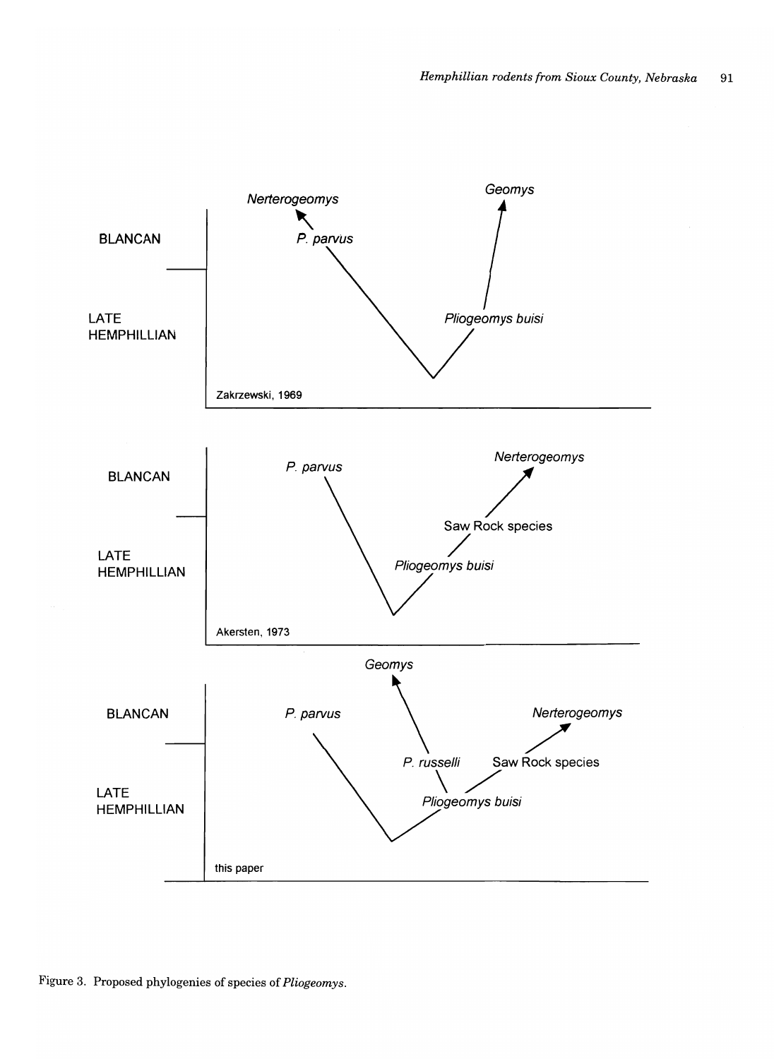BLANCAN

LATE HEMPHILLIAN

*Nerterogeomys*

*P. parvus*

*Geomys*

*Pliogeomys buisi*

Zakrzewski, 1969

BLANCAN

LATE HEMPHILLIAN

*P. parvus*

*Nerterogeomys*

Saw Rock species

*Pliogeomys buisi*

Akersten, 1973

BLANCAN

LATE HEMPHILLIAN

*Geomys*

*P. parvus*

*Nerterogeomys*

*P. russelli*

Saw Rock species

*Pliogeomys buisi*

this paper

Figure 3. Proposed phylogenies of species of *Pliogeomys*.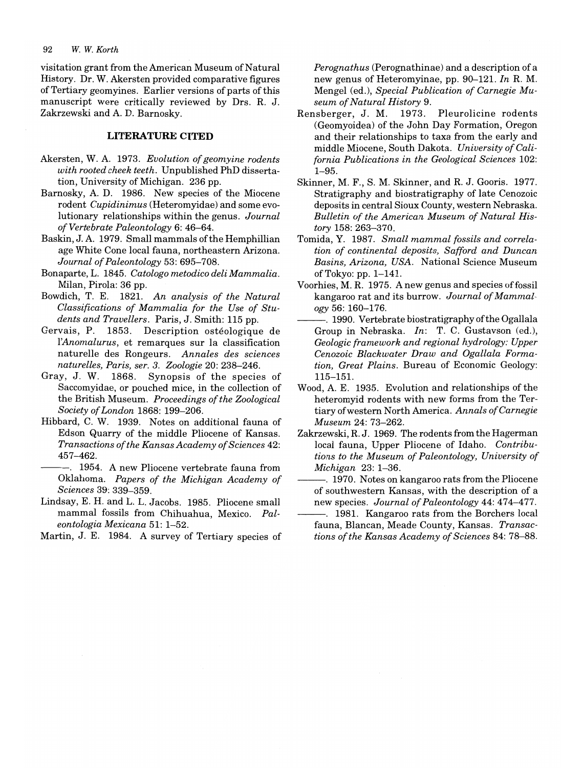visitation grant from the American Museum of Natural History. Dr. W. Akersten provided comparative figures of Tertiary geomyines. Earlier versions of parts of this manuscript were critically reviewed by Drs. R. J. Zakrzewski and A. D. Barnosky.

## LITERATURE CITED

Akersten, W. A. 1973. *Evolution of geomyine rodents with rooted cheek teeth*. Unpublished PhD dissertation, University of Michigan. 236 pp.

Barnosky, A. D. 1986. New species of the Miocene rodent *Cupidinimus* (Heteromyidae) and some evolutionary relationships within the genus. *Journal of Vertebrate Paleontology* 6: 46–64.

Baskin, J. A. 1979. Small mammals of the Hemphillian age White Cone local fauna, northeastern Arizona. *Journal of Paleontology* 53: 695–708.

Bonaparte, L. 1845. *Catologo metodico deli Mammalia*. Milan, Pirola: 36 pp.

Bowdich, T. E. 1821. *An analysis of the Natural Classifications of Mammalia for the Use of Students and Travellers*. Paris, J. Smith: 115 pp.

Gervais, P. 1853. Description ostéologique de l'*Anomalurus*, et remarques sur la classification naturelle des Rongeurs. *Annales des sciences naturelles, Paris, ser. 3. Zoologie* 20: 238–246.

Gray, J. W. 1868. Synopsis of the species of Saccomyidae, or pouched mice, in the collection of the British Museum. *Proceedings of the Zoological Society of London* 1868: 199–206.

Hibbard, C. W. 1939. Notes on additional fauna of Edson Quarry of the middle Pliocene of Kansas. *Transactions of the Kansas Academy of Sciences* 42: 457–462.

———. 1954. A new Pliocene vertebrate fauna from Oklahoma. *Papers of the Michigan Academy of Sciences* 39: 339–359.

Lindsay, E. H. and L. L. Jacobs. 1985. Pliocene small mammal fossils from Chihuahua, Mexico. *Paleontologia Mexicana* 51: 1–52.

Martin, J. E. 1984. A survey of Tertiary species of *Perognathus* (Perognathinae) and a description of a new genus of Heteromyinae, pp. 90–121. *In* R. M. Mengel (ed.), *Special Publication of Carnegie Museum of Natural History* 9.

Rensberger, J. M. 1973. Pleurolicine rodents (Geomyoidea) of the John Day Formation, Oregon and their relationships to taxa from the early and middle Miocene, South Dakota. *University of California Publications in the Geological Sciences* 102: 1–95.

Skinner, M. F., S. M. Skinner, and R. J. Gooris. 1977. Stratigraphy and biostratigraphy of late Cenozoic deposits in central Sioux County, western Nebraska. *Bulletin of the American Museum of Natural History* 158: 263–370.

Tomida, Y. 1987. *Small mammal fossils and correlation of continental deposits, Safford and Duncan Basins, Arizona, USA*. National Science Museum of Tokyo: pp. 1–141.

Voorhies, M. R. 1975. A new genus and species of fossil kangaroo rat and its burrow. *Journal of Mammalogy* 56: 160–176.

———. 1990. Vertebrate biostratigraphy of the Ogallala Group in Nebraska. *In*: T. C. Gustavson (ed.), *Geologic framework and regional hydrology: Upper Cenozoic Blackwater Draw and Ogallala Formation, Great Plains*. Bureau of Economic Geology: 115–151.

Wood, A. E. 1935. Evolution and relationships of the heteromyid rodents with new forms from the Tertiary of western North America. *Annals of Carnegie Museum* 24: 73–262.

Zakrzewski, R. J. 1969. The rodents from the Hagerman local fauna, Upper Pliocene of Idaho. *Contributions to the Museum of Paleontology, University of Michigan* 23: 1–36.

———. 1970. Notes on kangaroo rats from the Pliocene of southwestern Kansas, with the description of a new species. *Journal of Paleontology* 44: 474–477.

———. 1981. Kangaroo rats from the Borchers local fauna, Blancan, Meade County, Kansas. *Transactions of the Kansas Academy of Sciences* 84: 78–88.